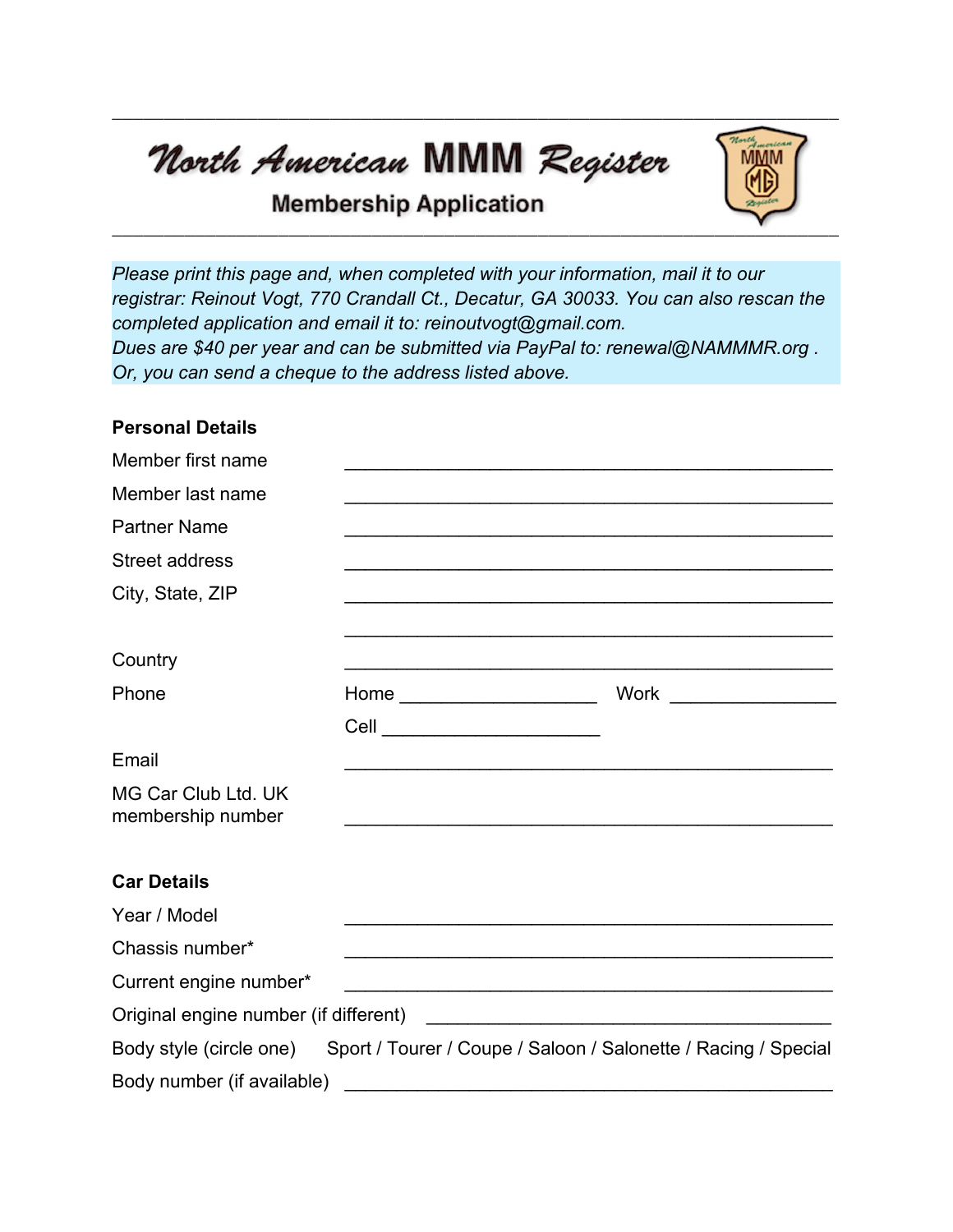# North American MMM Register

## Membership Application

*Please print this page and, when completed with your information, mail it to our registrar: Reinout Vogt, 770 Crandall Ct., Decatur, GA 30033. You can also rescan the completed application and email it to: reinoutvogt@gmail.com.*
*Dues are $40 per year and can be submitted via PayPal to: renewal@NAMMMR.org .*
*Or, you can send a cheque to the address listed above.*

**Personal Details**

Member first name ______________________________________________

Member last name ______________________________________________

Partner Name ______________________________________________

Street address ______________________________________________

City, State, ZIP ______________________________________________

______________________________________________

Country ______________________________________________

Phone Home ____________________ Work ________________

Cell ______________________

Email ______________________________________________

MG Car Club Ltd. UK membership number ______________________________________________

**Car Details**

Year / Model ______________________________________________

Chassis number* ______________________________________________

Current engine number* ______________________________________________

Original engine number (if different) ________________________________________

Body style (circle one) Sport / Tourer / Coupe / Saloon / Salonette / Racing / Special

Body number (if available) ______________________________________________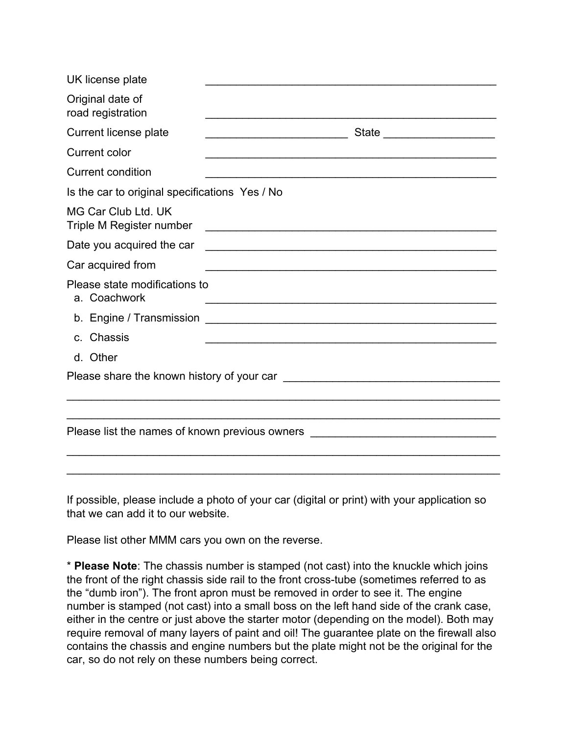UK license plate ________________________________________________

Original date of road registration ________________________________________________

Current license plate ________________________ State __________________

Current color ________________________________________________

Current condition ________________________________________________

Is the car to original specifications Yes / No

MG Car Club Ltd. UK Triple M Register number ________________________________________________

Date you acquired the car ________________________________________________

Car acquired from ________________________________________________

Please state modifications to

a. Coachwork ________________________________________________

b. Engine / Transmission ________________________________________________

c. Chassis ________________________________________________

d. Other

Please share the known history of your car ____________________________________

________________________________________________________________________

________________________________________________________________________

Please list the names of known previous owners ______________________________

________________________________________________________________________

________________________________________________________________________

If possible, please include a photo of your car (digital or print) with your application so that we can add it to our website.

Please list other MMM cars you own on the reverse.

* **Please Note**: The chassis number is stamped (not cast) into the knuckle which joins the front of the right chassis side rail to the front cross-tube (sometimes referred to as the "dumb iron"). The front apron must be removed in order to see it. The engine number is stamped (not cast) into a small boss on the left hand side of the crank case, either in the centre or just above the starter motor (depending on the model). Both may require removal of many layers of paint and oil! The guarantee plate on the firewall also contains the chassis and engine numbers but the plate might not be the original for the car, so do not rely on these numbers being correct.